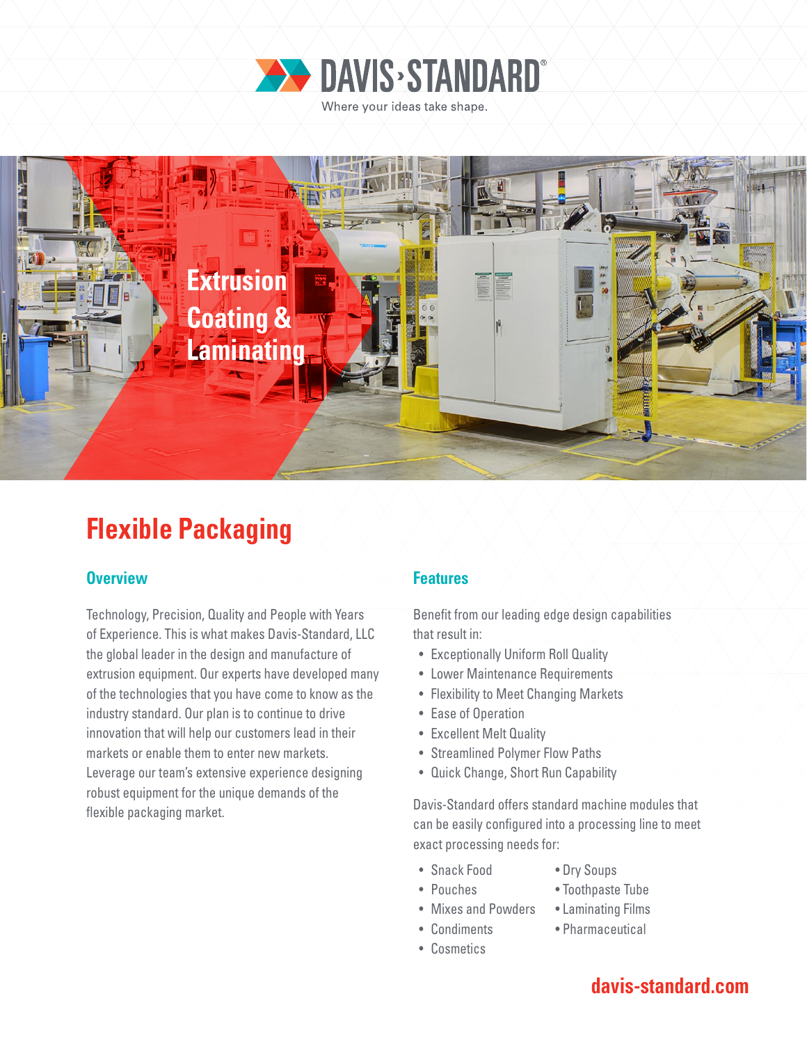DAVIS›STANDARD®

Where your ideas take shape.

# Extrusion Coating & Laminating

## Flexible Packaging

### Overview

Technology, Precision, Quality and People with Years of Experience. This is what makes Davis-Standard, LLC the global leader in the design and manufacture of extrusion equipment. Our experts have developed many of the technologies that you have come to know as the industry standard. Our plan is to continue to drive innovation that will help our customers lead in their markets or enable them to enter new markets. Leverage our team's extensive experience designing robust equipment for the unique demands of the flexible packaging market.

### Features

Benefit from our leading edge design capabilities that result in:

- Exceptionally Uniform Roll Quality
- Lower Maintenance Requirements
- Flexibility to Meet Changing Markets
- Ease of Operation
- Excellent Melt Quality
- Streamlined Polymer Flow Paths
- Quick Change, Short Run Capability

Davis-Standard offers standard machine modules that can be easily configured into a processing line to meet exact processing needs for:

- Snack Food
- Pouches
- Mixes and Powders
- Condiments
- Cosmetics
- Dry Soups
- Toothpaste Tube
- Laminating Films
- Pharmaceutical

davis-standard.com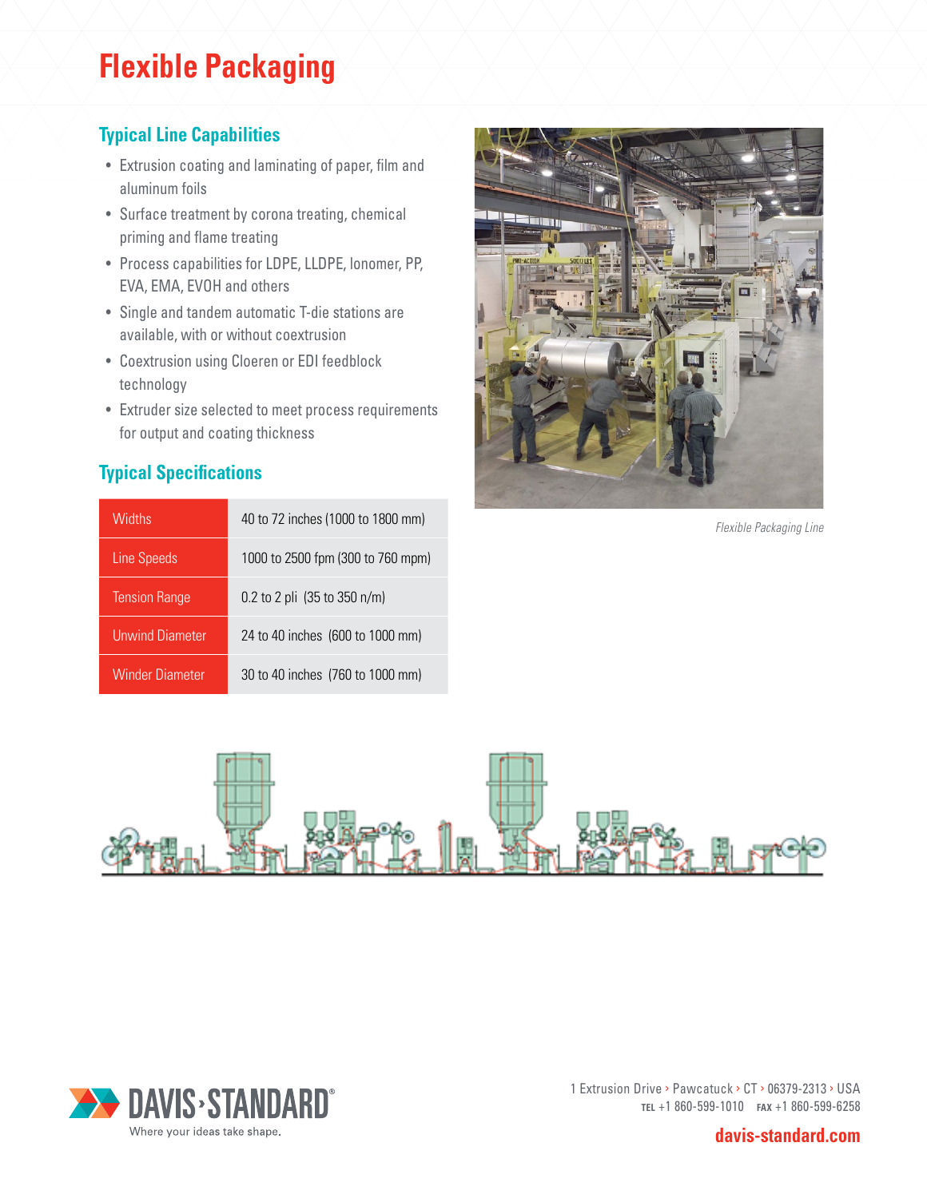# Flexible Packaging

## Typical Line Capabilities

- Extrusion coating and laminating of paper, film and aluminum foils
- Surface treatment by corona treating, chemical priming and flame treating
- Process capabilities for LDPE, LLDPE, Ionomer, PP, EVA, EMA, EVOH and others
- Single and tandem automatic T-die stations are available, with or without coextrusion
- Coextrusion using Cloeren or EDI feedblock technology
- Extruder size selected to meet process requirements for output and coating thickness

## Typical Specifications

| | |
|---|---|
| Widths | 40 to 72 inches (1000 to 1800 mm) |
| Line Speeds | 1000 to 2500 fpm (300 to 760 mpm) |
| Tension Range | 0.2 to 2 pli (35 to 350 n/m) |
| Unwind Diameter | 24 to 40 inches (600 to 1000 mm) |
| Winder Diameter | 30 to 40 inches (760 to 1000 mm) |

*Flexible Packaging Line*

DAVIS-STANDARD®
Where your ideas take shape.

1 Extrusion Drive › Pawcatuck › CT › 06379-2313 › USA
TEL +1 860-599-1010 FAX +1 860-599-6258

davis-standard.com